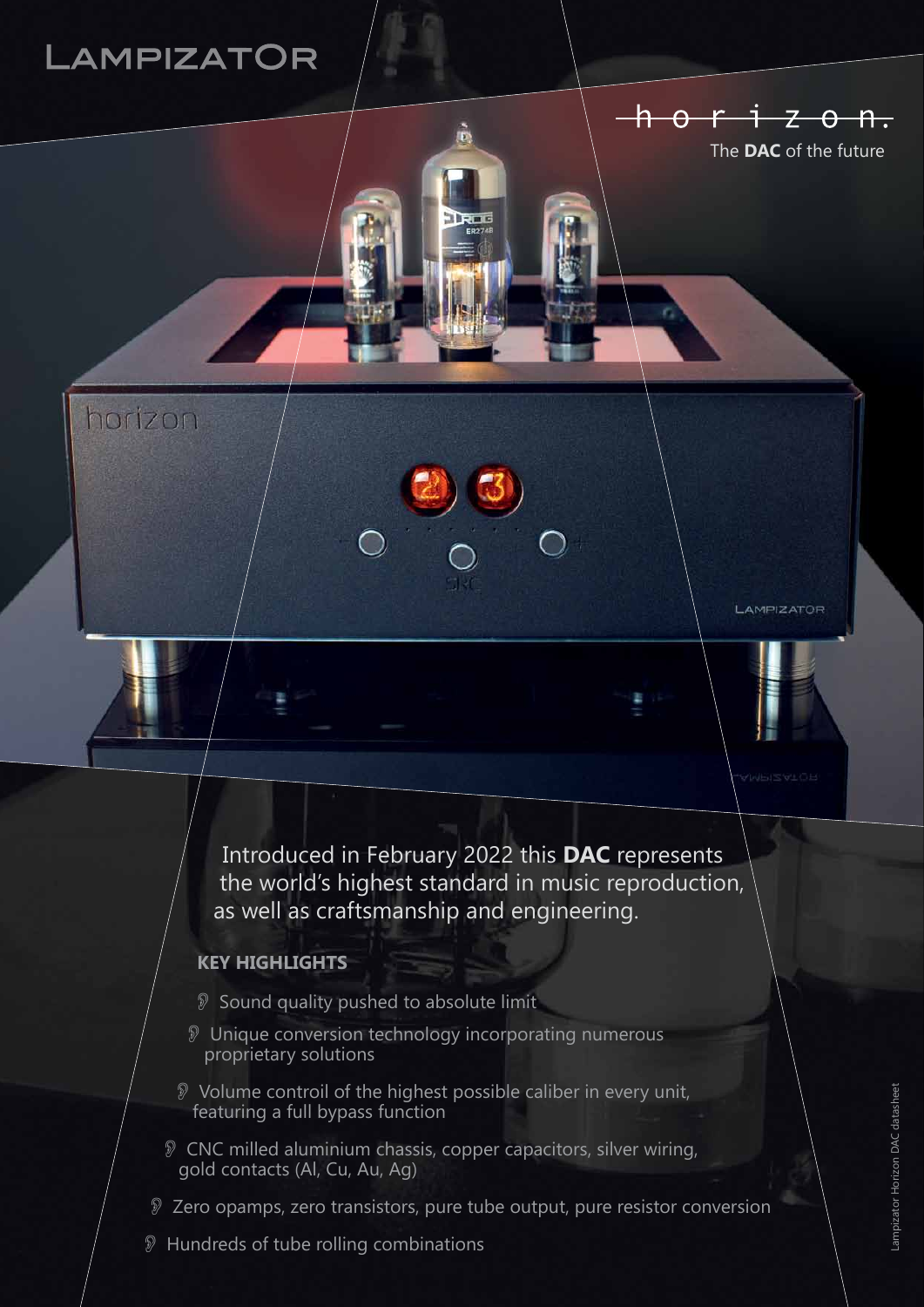# LAMPIZATOR

## horizon.

The **DAC** of the future

Introduced in February 2022 this **DAC** represents the world's highest standard in music reproduction, as well as craftsmanship and engineering.

### KEY HIGHLIGHTS

- Sound quality pushed to absolute limit
- Unique conversion technology incorporating numerous proprietary solutions
- Volume controil of the highest possible caliber in every unit, featuring a full bypass function
- CNC milled aluminium chassis, copper capacitors, silver wiring, gold contacts (Al, Cu, Au, Ag)
- Zero opamps, zero transistors, pure tube output, pure resistor conversion
- Hundreds of tube rolling combinations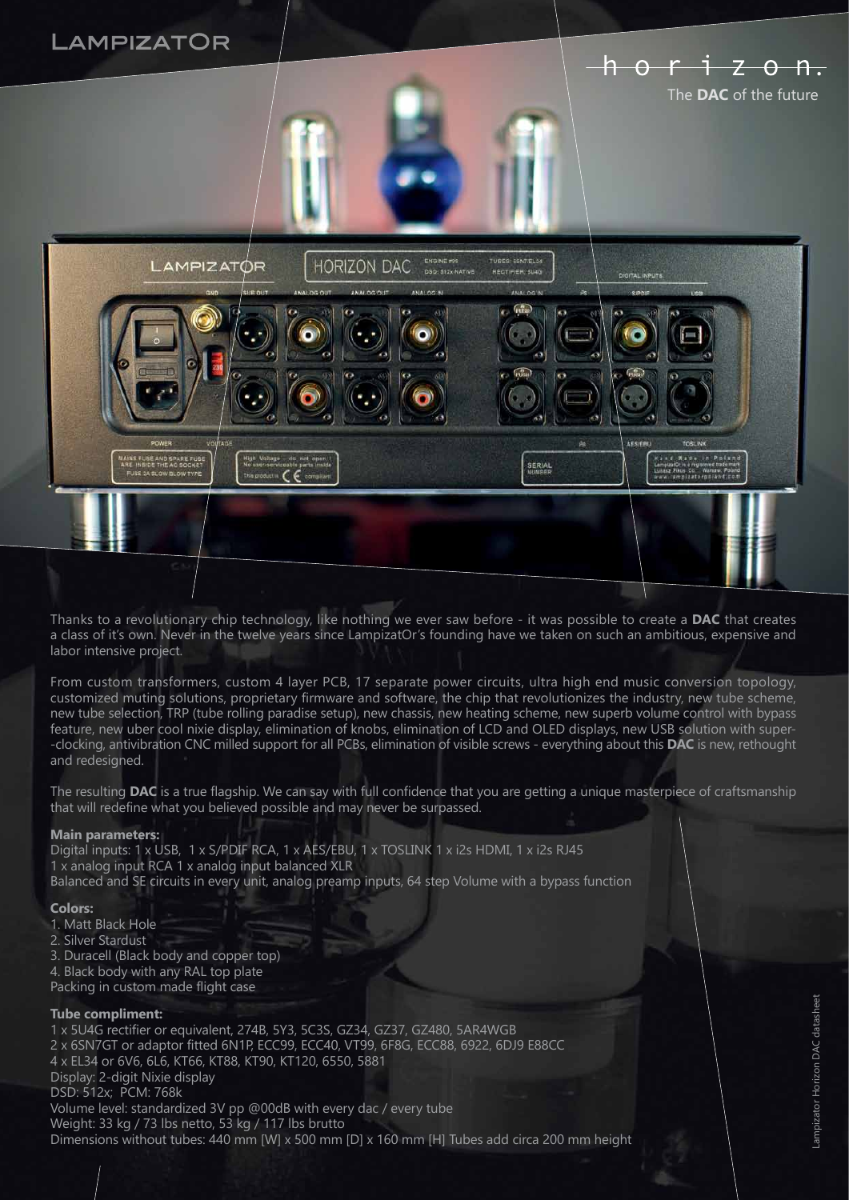LAMPIZATOR

horizon.

The **DAC** of the future

Thanks to a revolutionary chip technology, like nothing we ever saw before - it was possible to create a **DAC** that creates a class of it's own. Never in the twelve years since LampizatOr's founding have we taken on such an ambitious, expensive and labor intensive project.

From custom transformers, custom 4 layer PCB, 17 separate power circuits, ultra high end music conversion topology, customized muting solutions, proprietary firmware and software, the chip that revolutionizes the industry, new tube scheme, new tube selection, TRP (tube rolling paradise setup), new chassis, new heating scheme, new superb volume control with bypass feature, new uber cool nixie display, elimination of knobs, elimination of LCD and OLED displays, new USB solution with super--clocking, antivibration CNC milled support for all PCBs, elimination of visible screws - everything about this **DAC** is new, rethought and redesigned.

The resulting **DAC** is a true flagship. We can say with full confidence that you are getting a unique masterpiece of craftsmanship that will redefine what you believed possible and may never be surpassed.

**Main parameters:**
Digital inputs: 1 x USB, 1 x S/PDIF RCA, 1 x AES/EBU, 1 x TOSLINK 1 x i2s HDMI, 1 x i2s RJ45
1 x analog input RCA 1 x analog input balanced XLR
Balanced and SE circuits in every unit, analog preamp inputs, 64 step Volume with a bypass function

**Colors:**
1. Matt Black Hole
2. Silver Stardust
3. Duracell (Black body and copper top)
4. Black body with any RAL top plate

Packing in custom made flight case

**Tube compliment:**
1 x 5U4G rectifier or equivalent, 274B, 5Y3, 5C3S, GZ34, GZ37, GZ480, 5AR4WGB
2 x 6SN7GT or adaptor fitted 6N1P, ECC99, ECC40, VT99, 6F8G, ECC88, 6922, 6DJ9 E88CC
4 x EL34 or 6V6, 6L6, KT66, KT88, KT90, KT120, 6550, 5881
Display: 2-digit Nixie display
DSD: 512x; PCM: 768k
Volume level: standardized 3V pp @00dB with every dac / every tube
Weight: 33 kg / 73 lbs netto, 53 kg / 117 lbs brutto
Dimensions without tubes: 440 mm [W] x 500 mm [D] x 160 mm [H] Tubes add circa 200 mm height